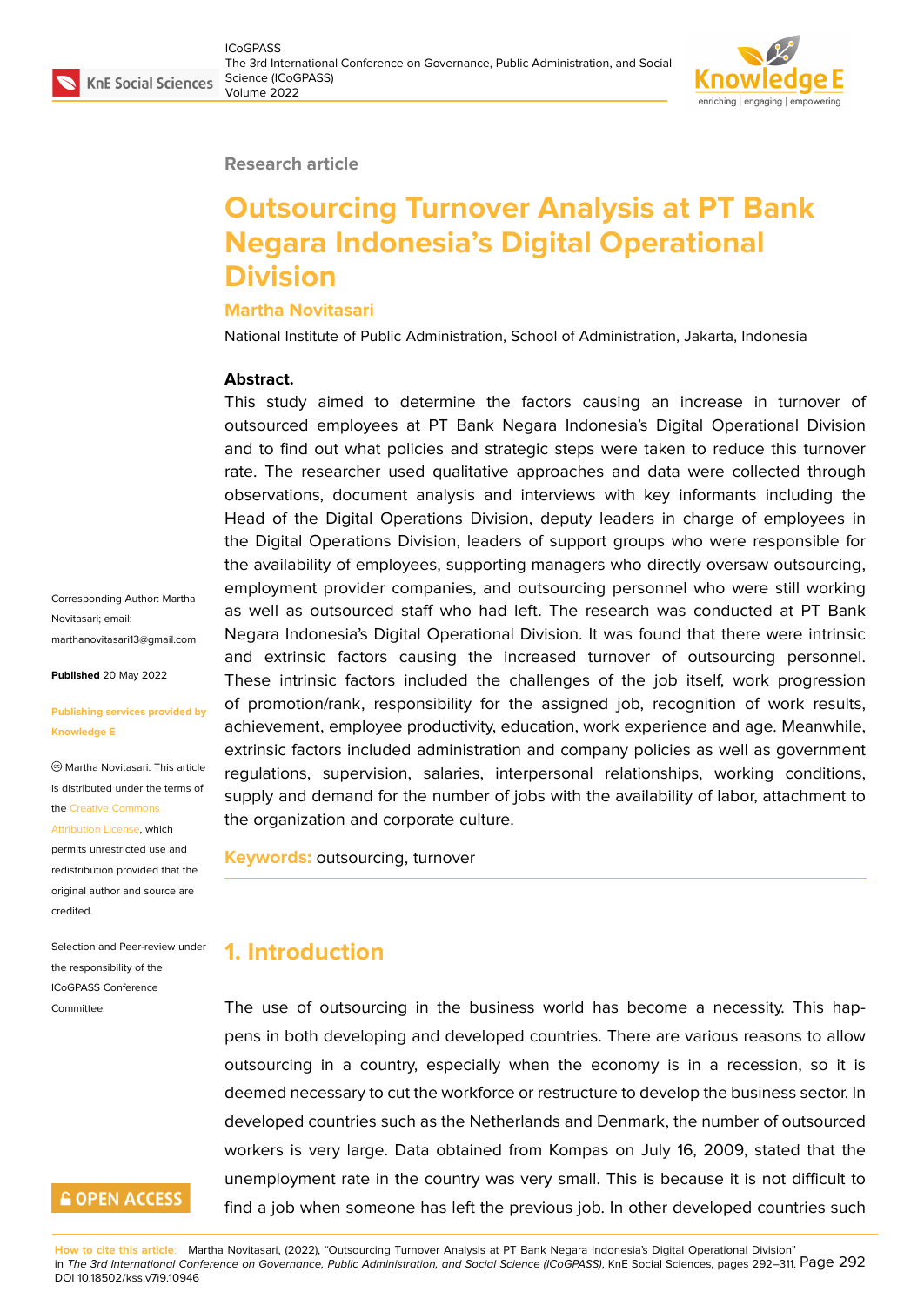Research article

# Outsourcing Turnover Analysis at PT Bank Negara Indonesia's Digital Operational Division

**Martha Novitasari**

National Institute of Public Administration, School of Administration, Jakarta, Indonesia

**Abstract.**

This study aimed to determine the factors causing an increase in turnover of outsourced employees at PT Bank Negara Indonesia's Digital Operational Division and to find out what policies and strategic steps were taken to reduce this turnover rate. The researcher used qualitative approaches and data were collected through observations, document analysis and interviews with key informants including the Head of the Digital Operations Division, deputy leaders in charge of employees in the Digital Operations Division, leaders of support groups who were responsible for the availability of employees, supporting managers who directly oversaw outsourcing, employment provider companies, and outsourcing personnel who were still working as well as outsourced staff who had left. The research was conducted at PT Bank Negara Indonesia's Digital Operational Division. It was found that there were intrinsic and extrinsic factors causing the increased turnover of outsourcing personnel. These intrinsic factors included the challenges of the job itself, work progression of promotion/rank, responsibility for the assigned job, recognition of work results, achievement, employee productivity, education, work experience and age. Meanwhile, extrinsic factors included administration and company policies as well as government regulations, supervision, salaries, interpersonal relationships, working conditions, supply and demand for the number of jobs with the availability of labor, attachment to the organization and corporate culture.

**Keywords:** outsourcing, turnover

Corresponding Author: Martha Novitasari; email: marthanovitasari13@gmail.com

**Published** 20 May 2022

**Publishing services provided by Knowledge E**

© Martha Novitasari. This article is distributed under the terms of the Creative Commons Attribution License, which permits unrestricted use and redistribution provided that the original author and source are credited.

Selection and Peer-review under the responsibility of the ICoGPASS Conference Committee.

## 1. Introduction

The use of outsourcing in the business world has become a necessity. This happens in both developing and developed countries. There are various reasons to allow outsourcing in a country, especially when the economy is in a recession, so it is deemed necessary to cut the workforce or restructure to develop the business sector. In developed countries such as the Netherlands and Denmark, the number of outsourced workers is very large. Data obtained from Kompas on July 16, 2009, stated that the unemployment rate in the country was very small. This is because it is not difficult to find a job when someone has left the previous job. In other developed countries such

**How to cite this article**: Martha Novitasari, (2022), "Outsourcing Turnover Analysis at PT Bank Negara Indonesia's Digital Operational Division" in *The 3rd International Conference on Governance, Public Administration, and Social Science (ICoGPASS)*, KnE Social Sciences, pages 292–311. DOI 10.18502/kss.v7i9.10946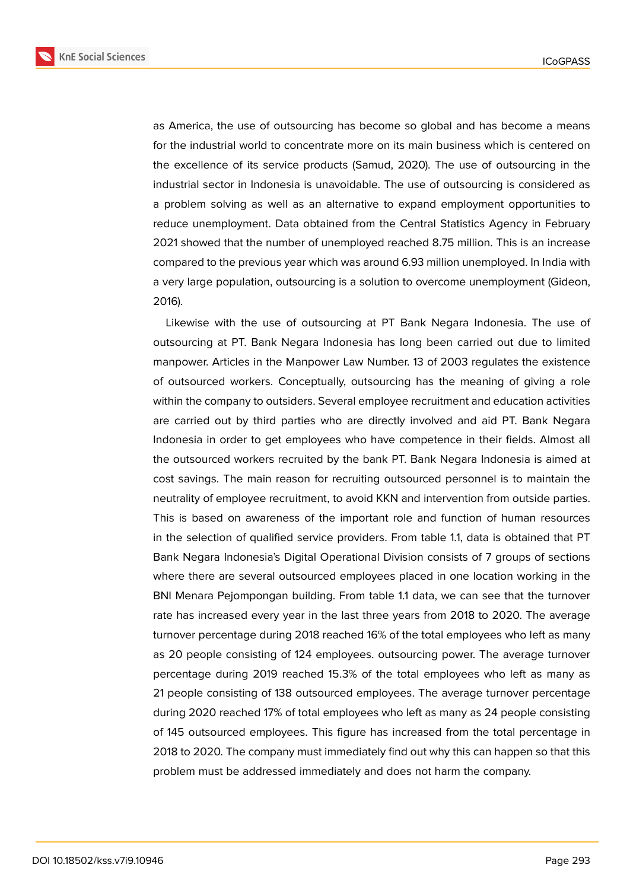as America, the use of outsourcing has become so global and has become a means for the industrial world to concentrate more on its main business which is centered on the excellence of its service products (Samud, 2020). The use of outsourcing in the industrial sector in Indonesia is unavoidable. The use of outsourcing is considered as a problem solving as well as an alternative to expand employment opportunities to reduce unemployment. Data obtained from the Central Statistics Agency in February 2021 showed that the number of unemployed reached 8.75 million. This is an increase compared to the previous year which was around 6.93 million unemployed. In India with a very large population, outsourcing is a solution to overcome unemployment (Gideon, 2016).

Likewise with the use of outsourcing at PT Bank Negara Indonesia. The use of outsourcing at PT. Bank Negara Indonesia has long been carried out due to limited manpower. Articles in the Manpower Law Number. 13 of 2003 regulates the existence of outsourced workers. Conceptually, outsourcing has the meaning of giving a role within the company to outsiders. Several employee recruitment and education activities are carried out by third parties who are directly involved and aid PT. Bank Negara Indonesia in order to get employees who have competence in their fields. Almost all the outsourced workers recruited by the bank PT. Bank Negara Indonesia is aimed at cost savings. The main reason for recruiting outsourced personnel is to maintain the neutrality of employee recruitment, to avoid KKN and intervention from outside parties. This is based on awareness of the important role and function of human resources in the selection of qualified service providers. From table 1.1, data is obtained that PT Bank Negara Indonesia's Digital Operational Division consists of 7 groups of sections where there are several outsourced employees placed in one location working in the BNI Menara Pejompongan building. From table 1.1 data, we can see that the turnover rate has increased every year in the last three years from 2018 to 2020. The average turnover percentage during 2018 reached 16% of the total employees who left as many as 20 people consisting of 124 employees. outsourcing power. The average turnover percentage during 2019 reached 15.3% of the total employees who left as many as 21 people consisting of 138 outsourced employees. The average turnover percentage during 2020 reached 17% of total employees who left as many as 24 people consisting of 145 outsourced employees. This figure has increased from the total percentage in 2018 to 2020. The company must immediately find out why this can happen so that this problem must be addressed immediately and does not harm the company.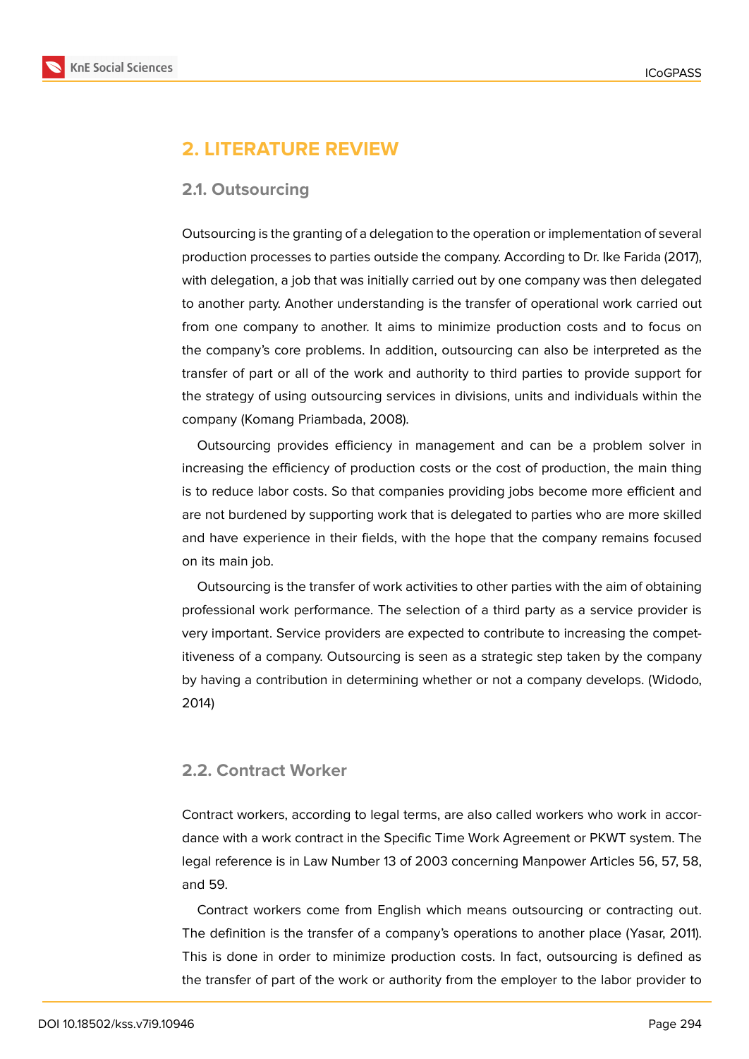## 2. LITERATURE REVIEW

### 2.1. Outsourcing

Outsourcing is the granting of a delegation to the operation or implementation of several production processes to parties outside the company. According to Dr. Ike Farida (2017), with delegation, a job that was initially carried out by one company was then delegated to another party. Another understanding is the transfer of operational work carried out from one company to another. It aims to minimize production costs and to focus on the company's core problems. In addition, outsourcing can also be interpreted as the transfer of part or all of the work and authority to third parties to provide support for the strategy of using outsourcing services in divisions, units and individuals within the company (Komang Priambada, 2008).

Outsourcing provides efficiency in management and can be a problem solver in increasing the efficiency of production costs or the cost of production, the main thing is to reduce labor costs. So that companies providing jobs become more efficient and are not burdened by supporting work that is delegated to parties who are more skilled and have experience in their fields, with the hope that the company remains focused on its main job.

Outsourcing is the transfer of work activities to other parties with the aim of obtaining professional work performance. The selection of a third party as a service provider is very important. Service providers are expected to contribute to increasing the competitiveness of a company. Outsourcing is seen as a strategic step taken by the company by having a contribution in determining whether or not a company develops. (Widodo, 2014)

### 2.2. Contract Worker

Contract workers, according to legal terms, are also called workers who work in accordance with a work contract in the Specific Time Work Agreement or PKWT system. The legal reference is in Law Number 13 of 2003 concerning Manpower Articles 56, 57, 58, and 59.

Contract workers come from English which means outsourcing or contracting out. The definition is the transfer of a company's operations to another place (Yasar, 2011). This is done in order to minimize production costs. In fact, outsourcing is defined as the transfer of part of the work or authority from the employer to the labor provider to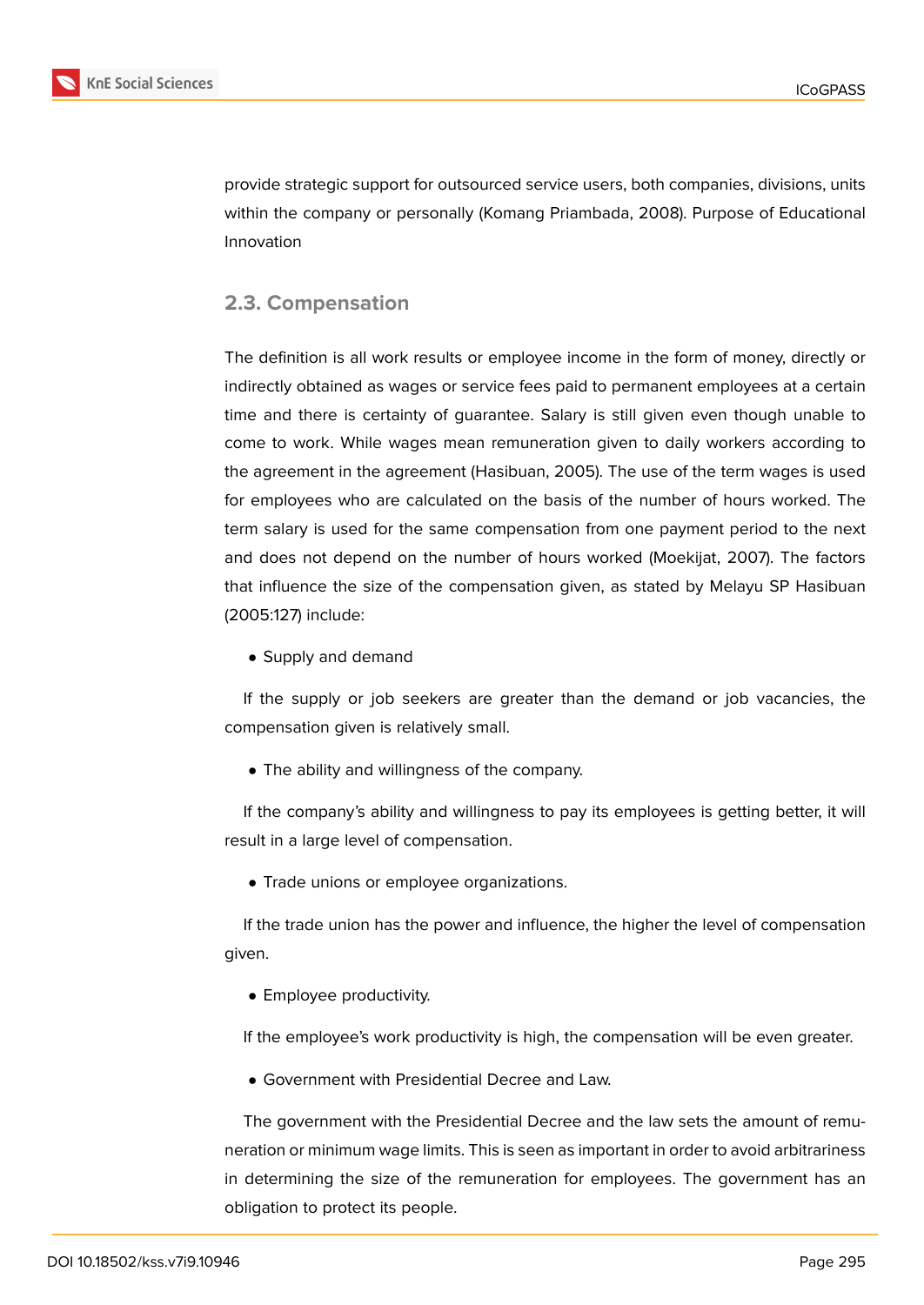provide strategic support for outsourced service users, both companies, divisions, units within the company or personally (Komang Priambada, 2008). Purpose of Educational Innovation

### 2.3. Compensation

The definition is all work results or employee income in the form of money, directly or indirectly obtained as wages or service fees paid to permanent employees at a certain time and there is certainty of guarantee. Salary is still given even though unable to come to work. While wages mean remuneration given to daily workers according to the agreement in the agreement (Hasibuan, 2005). The use of the term wages is used for employees who are calculated on the basis of the number of hours worked. The term salary is used for the same compensation from one payment period to the next and does not depend on the number of hours worked (Moekijat, 2007). The factors that influence the size of the compensation given, as stated by Melayu SP Hasibuan (2005:127) include:

- Supply and demand

If the supply or job seekers are greater than the demand or job vacancies, the compensation given is relatively small.

- The ability and willingness of the company.

If the company's ability and willingness to pay its employees is getting better, it will result in a large level of compensation.

- Trade unions or employee organizations.

If the trade union has the power and influence, the higher the level of compensation given.

- Employee productivity.

If the employee's work productivity is high, the compensation will be even greater.

- Government with Presidential Decree and Law.

The government with the Presidential Decree and the law sets the amount of remuneration or minimum wage limits. This is seen as important in order to avoid arbitrariness in determining the size of the remuneration for employees. The government has an obligation to protect its people.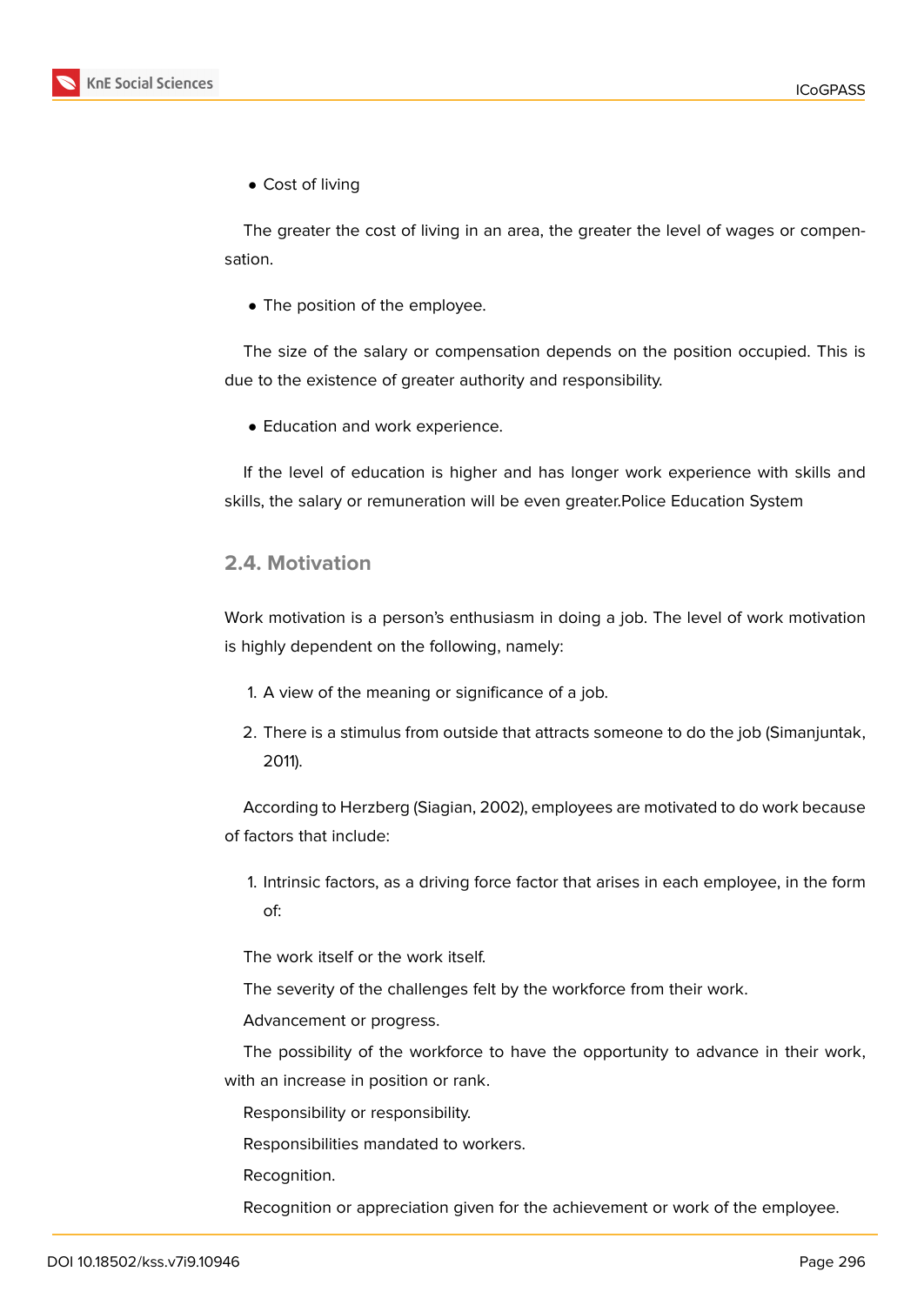- Cost of living

The greater the cost of living in an area, the greater the level of wages or compensation.

- The position of the employee.

The size of the salary or compensation depends on the position occupied. This is due to the existence of greater authority and responsibility.

- Education and work experience.

If the level of education is higher and has longer work experience with skills and skills, the salary or remuneration will be even greater.Police Education System

## 2.4. Motivation

Work motivation is a person's enthusiasm in doing a job. The level of work motivation is highly dependent on the following, namely:

1. A view of the meaning or significance of a job.
2. There is a stimulus from outside that attracts someone to do the job (Simanjuntak, 2011).

According to Herzberg (Siagian, 2002), employees are motivated to do work because of factors that include:

1. Intrinsic factors, as a driving force factor that arises in each employee, in the form of:

The work itself or the work itself.

The severity of the challenges felt by the workforce from their work.

Advancement or progress.

The possibility of the workforce to have the opportunity to advance in their work, with an increase in position or rank.

Responsibility or responsibility.

Responsibilities mandated to workers.

Recognition.

Recognition or appreciation given for the achievement or work of the employee.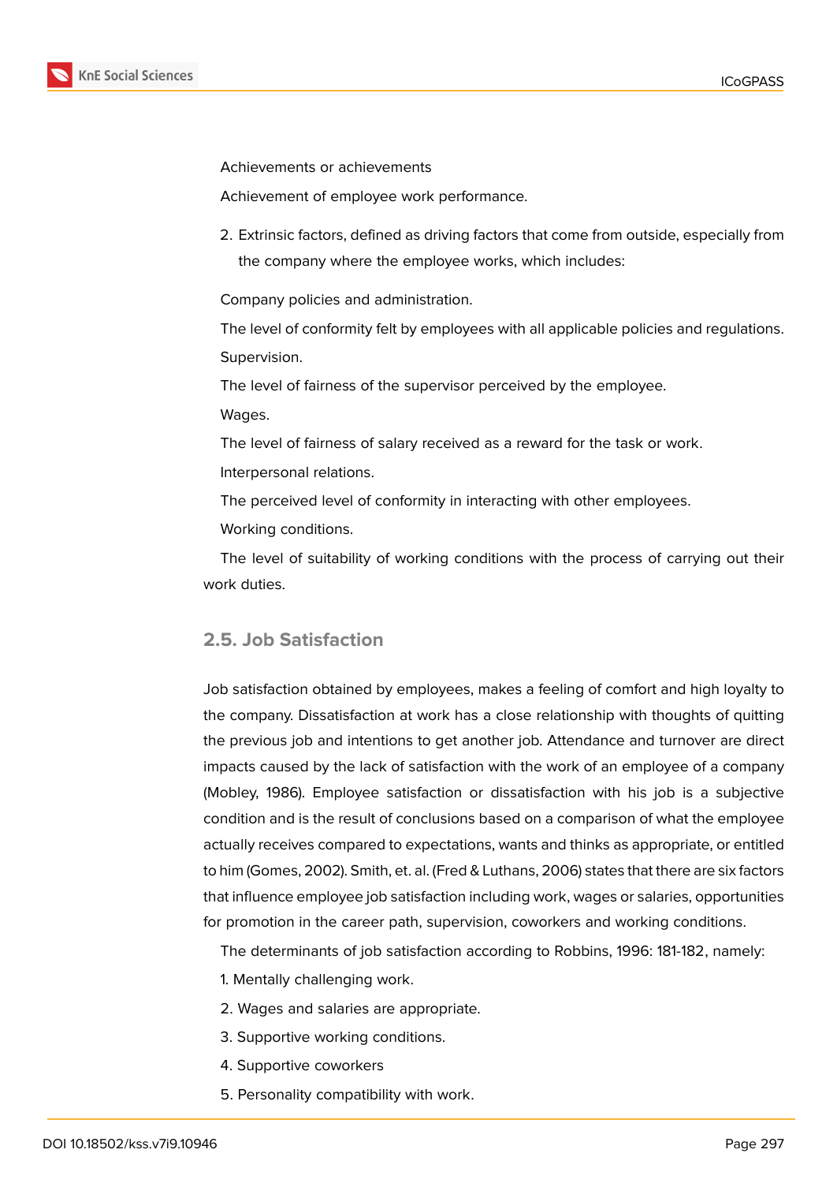Achievements or achievements

Achievement of employee work performance.

2. Extrinsic factors, defined as driving factors that come from outside, especially from the company where the employee works, which includes:

Company policies and administration.

The level of conformity felt by employees with all applicable policies and regulations.

Supervision.

The level of fairness of the supervisor perceived by the employee.

Wages.

The level of fairness of salary received as a reward for the task or work.

Interpersonal relations.

The perceived level of conformity in interacting with other employees.

Working conditions.

The level of suitability of working conditions with the process of carrying out their work duties.

## 2.5. Job Satisfaction

Job satisfaction obtained by employees, makes a feeling of comfort and high loyalty to the company. Dissatisfaction at work has a close relationship with thoughts of quitting the previous job and intentions to get another job. Attendance and turnover are direct impacts caused by the lack of satisfaction with the work of an employee of a company (Mobley, 1986). Employee satisfaction or dissatisfaction with his job is a subjective condition and is the result of conclusions based on a comparison of what the employee actually receives compared to expectations, wants and thinks as appropriate, or entitled to him (Gomes, 2002). Smith, et. al. (Fred & Luthans, 2006) states that there are six factors that influence employee job satisfaction including work, wages or salaries, opportunities for promotion in the career path, supervision, coworkers and working conditions.

The determinants of job satisfaction according to Robbins, 1996: 181-182, namely:

1. Mentally challenging work.
2. Wages and salaries are appropriate.
3. Supportive working conditions.
4. Supportive coworkers
5. Personality compatibility with work.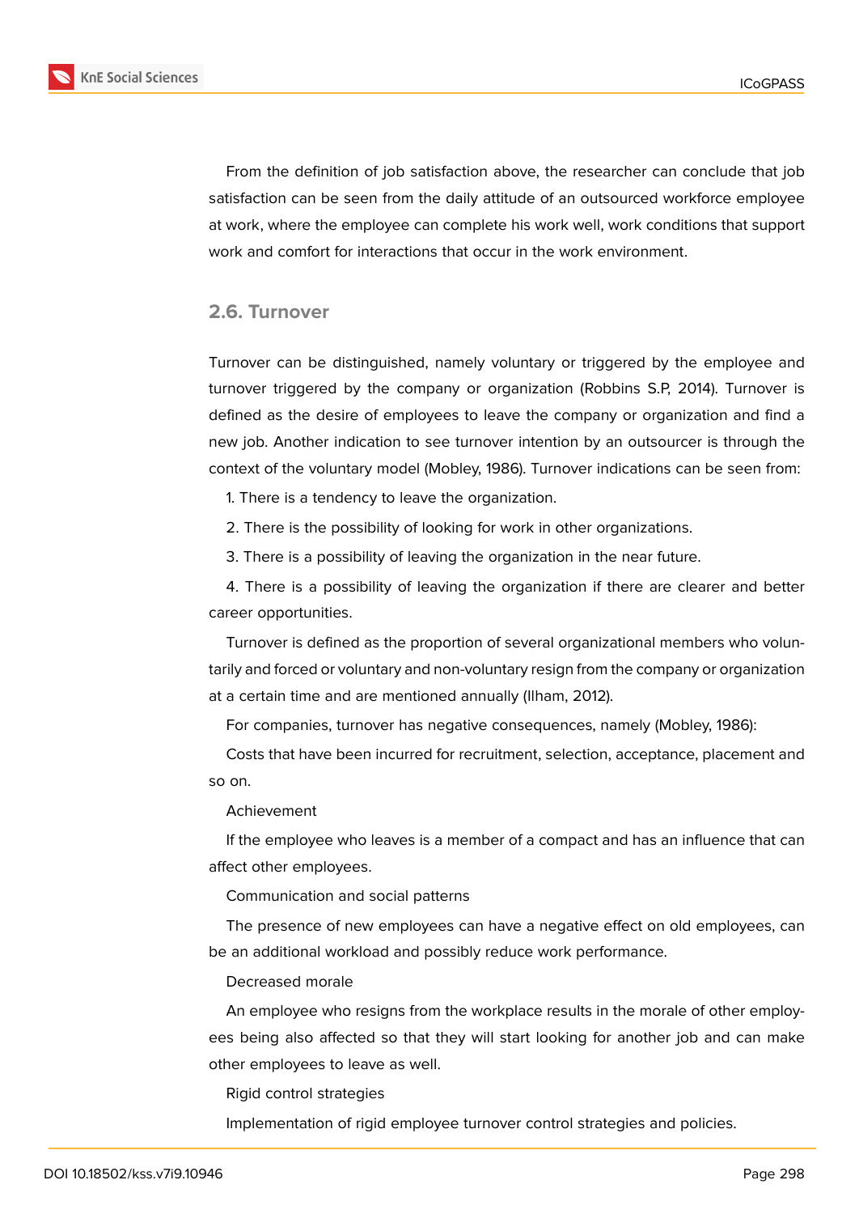From the definition of job satisfaction above, the researcher can conclude that job satisfaction can be seen from the daily attitude of an outsourced workforce employee at work, where the employee can complete his work well, work conditions that support work and comfort for interactions that occur in the work environment.

### 2.6. Turnover

Turnover can be distinguished, namely voluntary or triggered by the employee and turnover triggered by the company or organization (Robbins S.P, 2014). Turnover is defined as the desire of employees to leave the company or organization and find a new job. Another indication to see turnover intention by an outsourcer is through the context of the voluntary model (Mobley, 1986). Turnover indications can be seen from:

1. There is a tendency to leave the organization.
2. There is the possibility of looking for work in other organizations.
3. There is a possibility of leaving the organization in the near future.
4. There is a possibility of leaving the organization if there are clearer and better career opportunities.

Turnover is defined as the proportion of several organizational members who voluntarily and forced or voluntary and non-voluntary resign from the company or organization at a certain time and are mentioned annually (Ilham, 2012).

For companies, turnover has negative consequences, namely (Mobley, 1986):

Costs that have been incurred for recruitment, selection, acceptance, placement and so on.

Achievement

If the employee who leaves is a member of a compact and has an influence that can affect other employees.

Communication and social patterns

The presence of new employees can have a negative effect on old employees, can be an additional workload and possibly reduce work performance.

Decreased morale

An employee who resigns from the workplace results in the morale of other employees being also affected so that they will start looking for another job and can make other employees to leave as well.

Rigid control strategies

Implementation of rigid employee turnover control strategies and policies.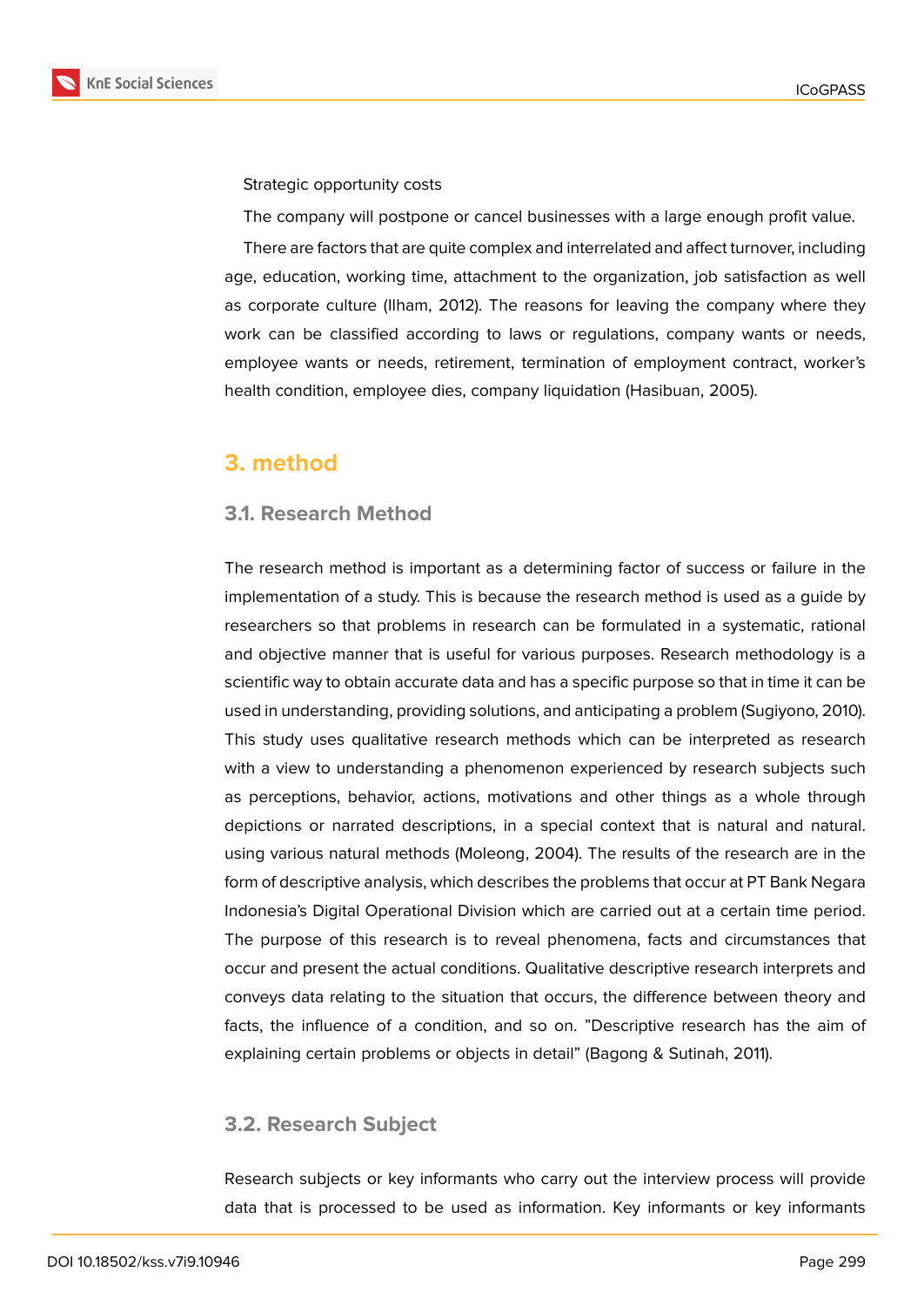Strategic opportunity costs

The company will postpone or cancel businesses with a large enough profit value.

There are factors that are quite complex and interrelated and affect turnover, including age, education, working time, attachment to the organization, job satisfaction as well as corporate culture (Ilham, 2012). The reasons for leaving the company where they work can be classified according to laws or regulations, company wants or needs, employee wants or needs, retirement, termination of employment contract, worker's health condition, employee dies, company liquidation (Hasibuan, 2005).

## 3. method

### 3.1. Research Method

The research method is important as a determining factor of success or failure in the implementation of a study. This is because the research method is used as a guide by researchers so that problems in research can be formulated in a systematic, rational and objective manner that is useful for various purposes. Research methodology is a scientific way to obtain accurate data and has a specific purpose so that in time it can be used in understanding, providing solutions, and anticipating a problem (Sugiyono, 2010). This study uses qualitative research methods which can be interpreted as research with a view to understanding a phenomenon experienced by research subjects such as perceptions, behavior, actions, motivations and other things as a whole through depictions or narrated descriptions, in a special context that is natural and natural. using various natural methods (Moleong, 2004). The results of the research are in the form of descriptive analysis, which describes the problems that occur at PT Bank Negara Indonesia's Digital Operational Division which are carried out at a certain time period. The purpose of this research is to reveal phenomena, facts and circumstances that occur and present the actual conditions. Qualitative descriptive research interprets and conveys data relating to the situation that occurs, the difference between theory and facts, the influence of a condition, and so on. "Descriptive research has the aim of explaining certain problems or objects in detail" (Bagong & Sutinah, 2011).

### 3.2. Research Subject

Research subjects or key informants who carry out the interview process will provide data that is processed to be used as information. Key informants or key informants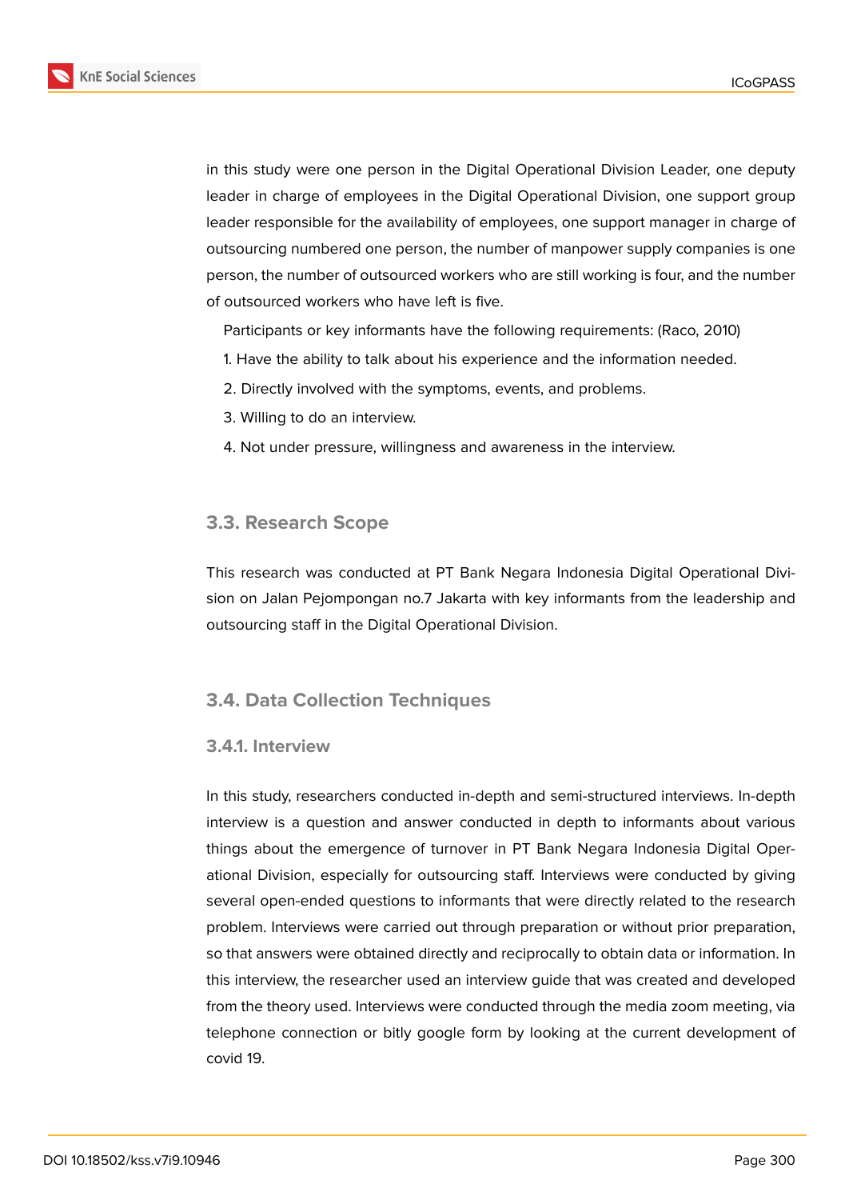in this study were one person in the Digital Operational Division Leader, one deputy leader in charge of employees in the Digital Operational Division, one support group leader responsible for the availability of employees, one support manager in charge of outsourcing numbered one person, the number of manpower supply companies is one person, the number of outsourced workers who are still working is four, and the number of outsourced workers who have left is five.

Participants or key informants have the following requirements: (Raco, 2010)

1. Have the ability to talk about his experience and the information needed.
2. Directly involved with the symptoms, events, and problems.
3. Willing to do an interview.
4. Not under pressure, willingness and awareness in the interview.

## 3.3. Research Scope

This research was conducted at PT Bank Negara Indonesia Digital Operational Division on Jalan Pejompongan no.7 Jakarta with key informants from the leadership and outsourcing staff in the Digital Operational Division.

## 3.4. Data Collection Techniques

### 3.4.1. Interview

In this study, researchers conducted in-depth and semi-structured interviews. In-depth interview is a question and answer conducted in depth to informants about various things about the emergence of turnover in PT Bank Negara Indonesia Digital Operational Division, especially for outsourcing staff. Interviews were conducted by giving several open-ended questions to informants that were directly related to the research problem. Interviews were carried out through preparation or without prior preparation, so that answers were obtained directly and reciprocally to obtain data or information. In this interview, the researcher used an interview guide that was created and developed from the theory used. Interviews were conducted through the media zoom meeting, via telephone connection or bitly google form by looking at the current development of covid 19.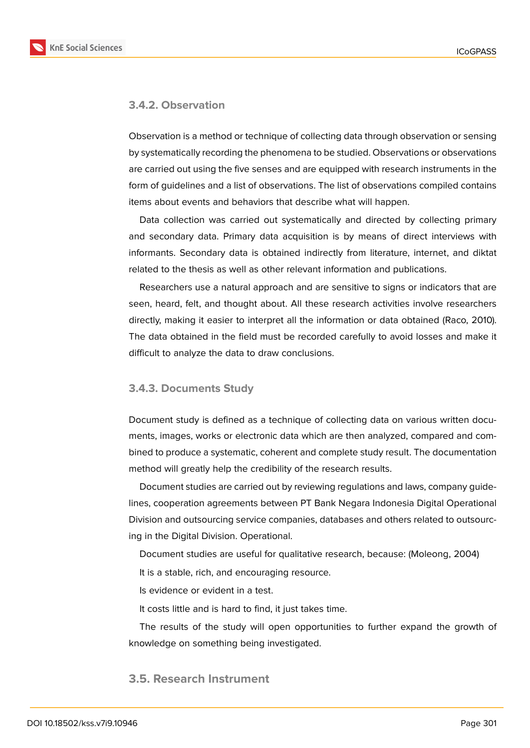### 3.4.2. Observation

Observation is a method or technique of collecting data through observation or sensing by systematically recording the phenomena to be studied. Observations or observations are carried out using the five senses and are equipped with research instruments in the form of guidelines and a list of observations. The list of observations compiled contains items about events and behaviors that describe what will happen.

Data collection was carried out systematically and directed by collecting primary and secondary data. Primary data acquisition is by means of direct interviews with informants. Secondary data is obtained indirectly from literature, internet, and diktat related to the thesis as well as other relevant information and publications.

Researchers use a natural approach and are sensitive to signs or indicators that are seen, heard, felt, and thought about. All these research activities involve researchers directly, making it easier to interpret all the information or data obtained (Raco, 2010). The data obtained in the field must be recorded carefully to avoid losses and make it difficult to analyze the data to draw conclusions.

### 3.4.3. Documents Study

Document study is defined as a technique of collecting data on various written documents, images, works or electronic data which are then analyzed, compared and combined to produce a systematic, coherent and complete study result. The documentation method will greatly help the credibility of the research results.

Document studies are carried out by reviewing regulations and laws, company guidelines, cooperation agreements between PT Bank Negara Indonesia Digital Operational Division and outsourcing service companies, databases and others related to outsourcing in the Digital Division. Operational.

Document studies are useful for qualitative research, because: (Moleong, 2004)

It is a stable, rich, and encouraging resource.

Is evidence or evident in a test.

It costs little and is hard to find, it just takes time.

The results of the study will open opportunities to further expand the growth of knowledge on something being investigated.

## 3.5. Research Instrument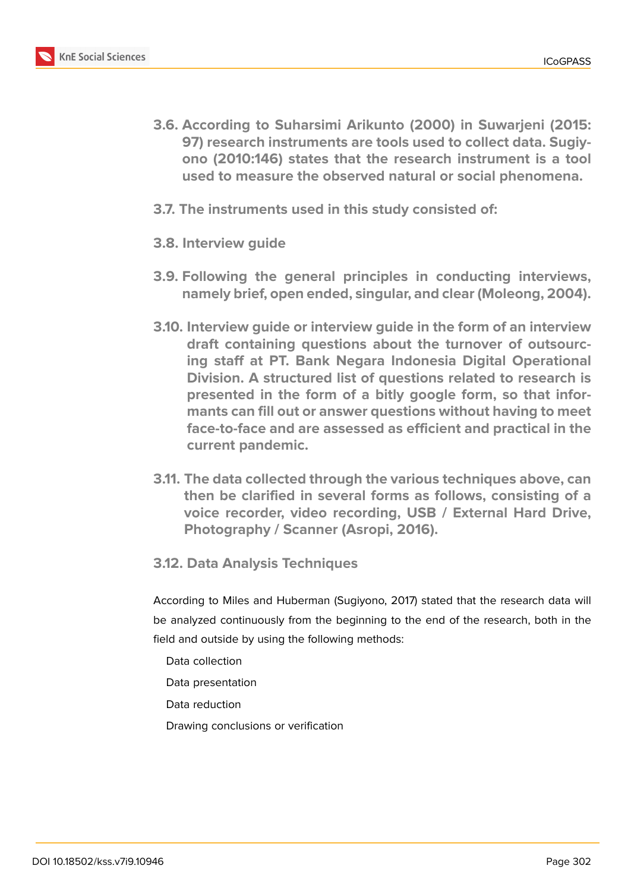### 3.6. According to Suharsimi Arikunto (2000) in Suwarjeni (2015: 97) research instruments are tools used to collect data. Sugiyono (2010:146) states that the research instrument is a tool used to measure the observed natural or social phenomena.

### 3.7. The instruments used in this study consisted of:

### 3.8. Interview guide

### 3.9. Following the general principles in conducting interviews, namely brief, open ended, singular, and clear (Moleong, 2004).

### 3.10. Interview guide or interview guide in the form of an interview draft containing questions about the turnover of outsourcing staff at PT. Bank Negara Indonesia Digital Operational Division. A structured list of questions related to research is presented in the form of a bitly google form, so that informants can fill out or answer questions without having to meet face-to-face and are assessed as efficient and practical in the current pandemic.

### 3.11. The data collected through the various techniques above, can then be clarified in several forms as follows, consisting of a voice recorder, video recording, USB / External Hard Drive, Photography / Scanner (Asropi, 2016).

### 3.12. Data Analysis Techniques

According to Miles and Huberman (Sugiyono, 2017) stated that the research data will be analyzed continuously from the beginning to the end of the research, both in the field and outside by using the following methods:

Data collection

Data presentation

Data reduction

Drawing conclusions or verification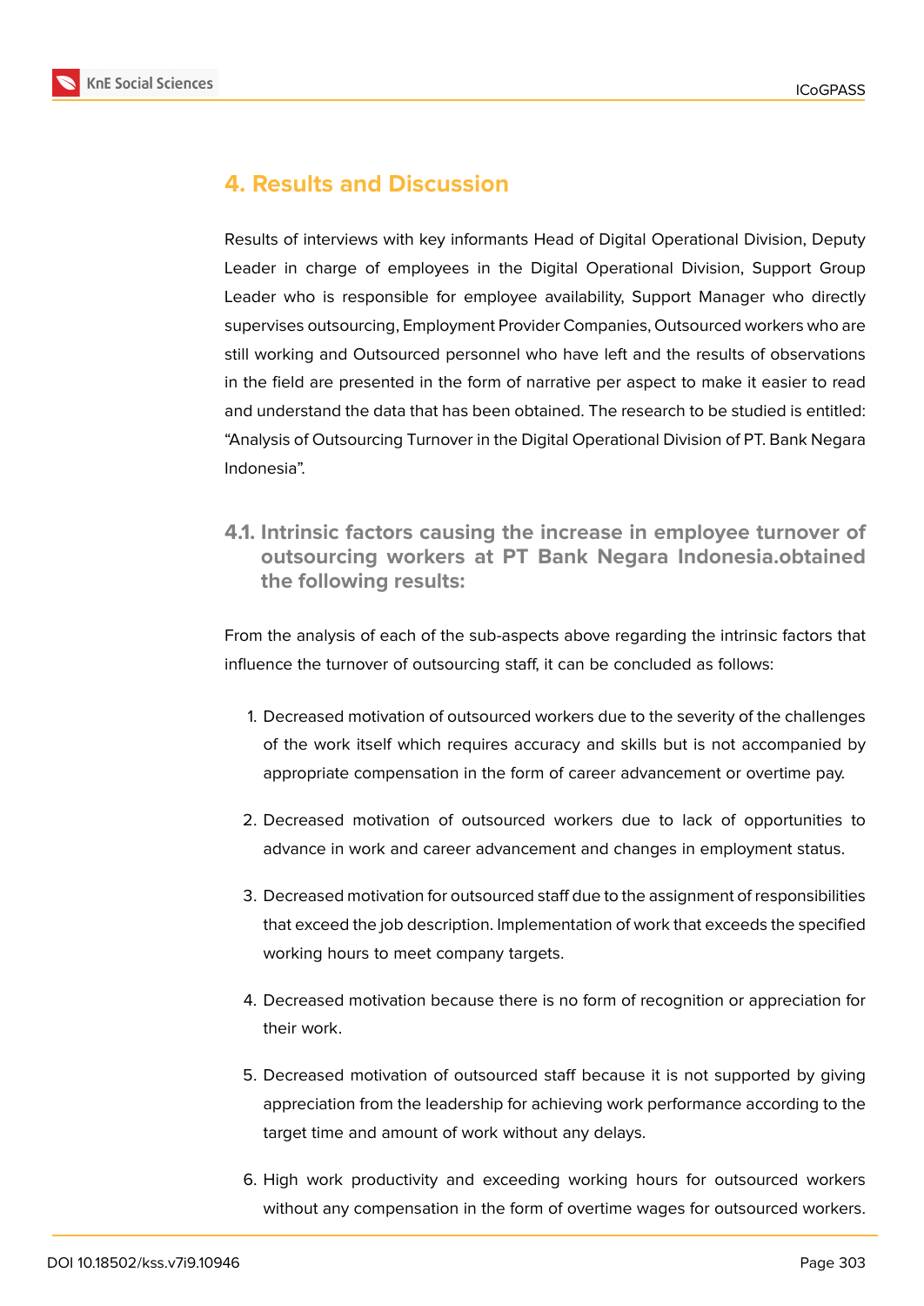## 4. Results and Discussion

Results of interviews with key informants Head of Digital Operational Division, Deputy Leader in charge of employees in the Digital Operational Division, Support Group Leader who is responsible for employee availability, Support Manager who directly supervises outsourcing, Employment Provider Companies, Outsourced workers who are still working and Outsourced personnel who have left and the results of observations in the field are presented in the form of narrative per aspect to make it easier to read and understand the data that has been obtained. The research to be studied is entitled: "Analysis of Outsourcing Turnover in the Digital Operational Division of PT. Bank Negara Indonesia".

### 4.1. Intrinsic factors causing the increase in employee turnover of outsourcing workers at PT Bank Negara Indonesia.obtained the following results:

From the analysis of each of the sub-aspects above regarding the intrinsic factors that influence the turnover of outsourcing staff, it can be concluded as follows:

1. Decreased motivation of outsourced workers due to the severity of the challenges of the work itself which requires accuracy and skills but is not accompanied by appropriate compensation in the form of career advancement or overtime pay.
2. Decreased motivation of outsourced workers due to lack of opportunities to advance in work and career advancement and changes in employment status.
3. Decreased motivation for outsourced staff due to the assignment of responsibilities that exceed the job description. Implementation of work that exceeds the specified working hours to meet company targets.
4. Decreased motivation because there is no form of recognition or appreciation for their work.
5. Decreased motivation of outsourced staff because it is not supported by giving appreciation from the leadership for achieving work performance according to the target time and amount of work without any delays.
6. High work productivity and exceeding working hours for outsourced workers without any compensation in the form of overtime wages for outsourced workers.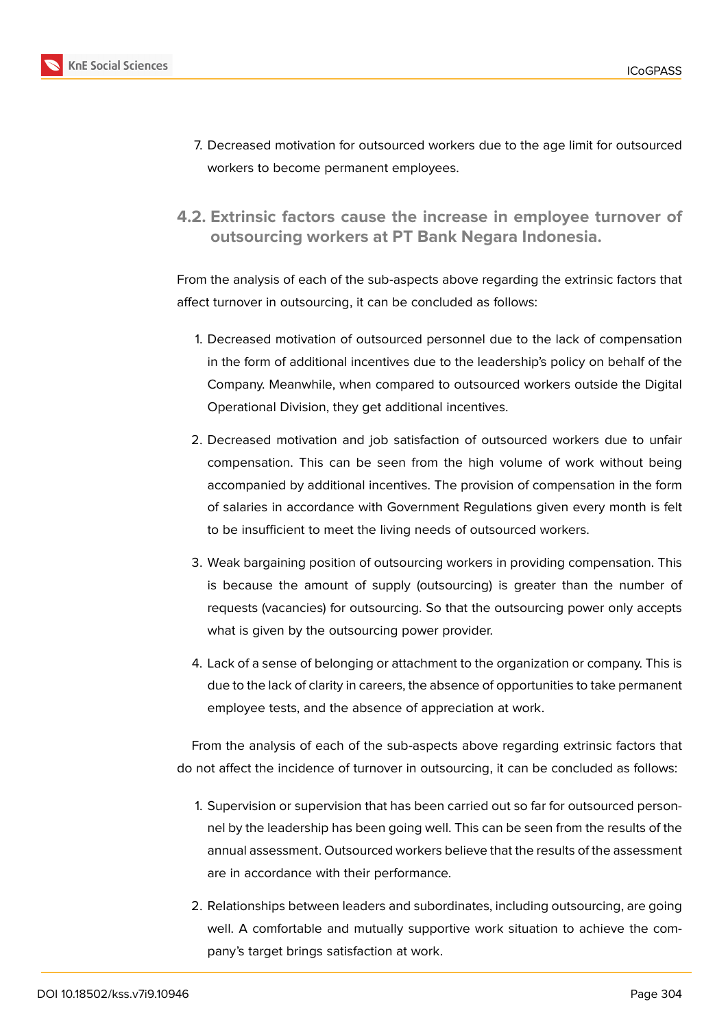7. Decreased motivation for outsourced workers due to the age limit for outsourced workers to become permanent employees.

### 4.2. Extrinsic factors cause the increase in employee turnover of outsourcing workers at PT Bank Negara Indonesia.

From the analysis of each of the sub-aspects above regarding the extrinsic factors that affect turnover in outsourcing, it can be concluded as follows:

1. Decreased motivation of outsourced personnel due to the lack of compensation in the form of additional incentives due to the leadership's policy on behalf of the Company. Meanwhile, when compared to outsourced workers outside the Digital Operational Division, they get additional incentives.
2. Decreased motivation and job satisfaction of outsourced workers due to unfair compensation. This can be seen from the high volume of work without being accompanied by additional incentives. The provision of compensation in the form of salaries in accordance with Government Regulations given every month is felt to be insufficient to meet the living needs of outsourced workers.
3. Weak bargaining position of outsourcing workers in providing compensation. This is because the amount of supply (outsourcing) is greater than the number of requests (vacancies) for outsourcing. So that the outsourcing power only accepts what is given by the outsourcing power provider.
4. Lack of a sense of belonging or attachment to the organization or company. This is due to the lack of clarity in careers, the absence of opportunities to take permanent employee tests, and the absence of appreciation at work.

From the analysis of each of the sub-aspects above regarding extrinsic factors that do not affect the incidence of turnover in outsourcing, it can be concluded as follows:

1. Supervision or supervision that has been carried out so far for outsourced personnel by the leadership has been going well. This can be seen from the results of the annual assessment. Outsourced workers believe that the results of the assessment are in accordance with their performance.
2. Relationships between leaders and subordinates, including outsourcing, are going well. A comfortable and mutually supportive work situation to achieve the company's target brings satisfaction at work.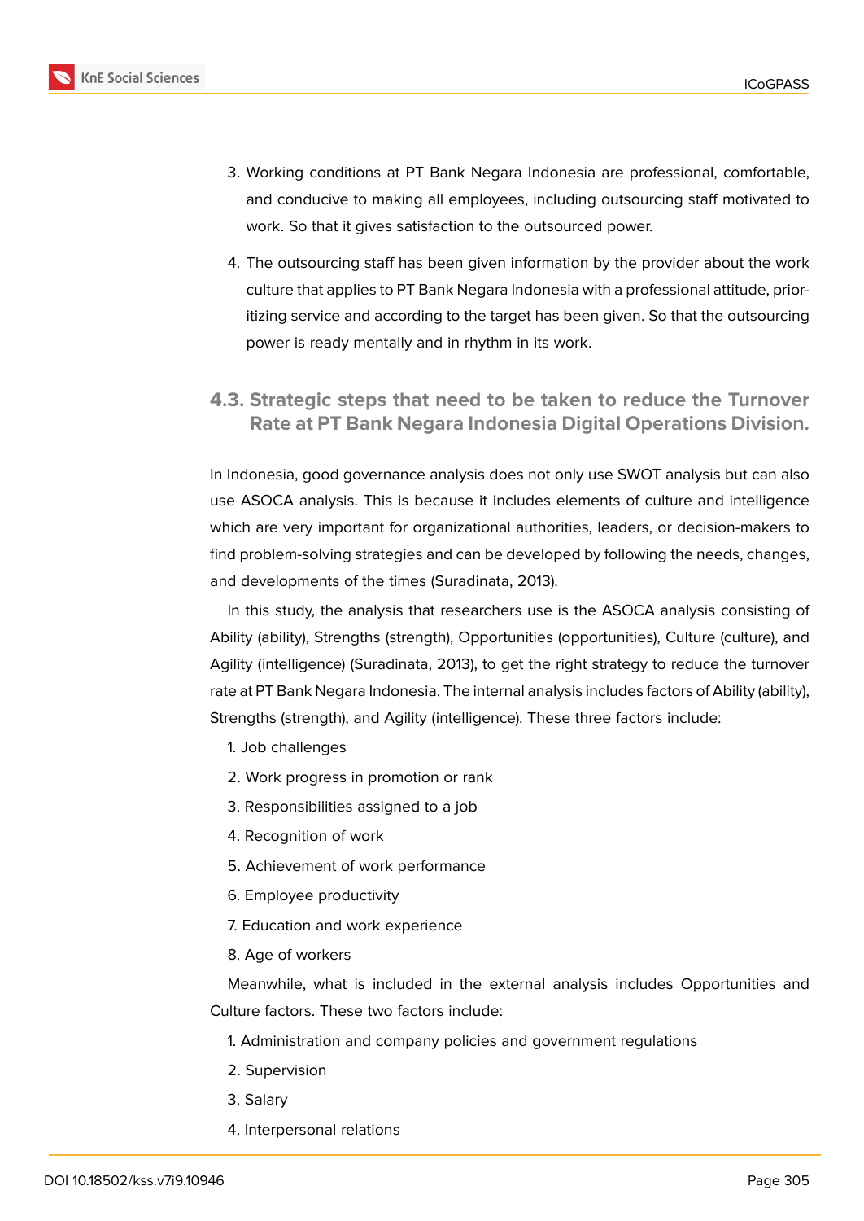3. Working conditions at PT Bank Negara Indonesia are professional, comfortable, and conducive to making all employees, including outsourcing staff motivated to work. So that it gives satisfaction to the outsourced power.

4. The outsourcing staff has been given information by the provider about the work culture that applies to PT Bank Negara Indonesia with a professional attitude, prioritizing service and according to the target has been given. So that the outsourcing power is ready mentally and in rhythm in its work.

### 4.3. Strategic steps that need to be taken to reduce the Turnover Rate at PT Bank Negara Indonesia Digital Operations Division.

In Indonesia, good governance analysis does not only use SWOT analysis but can also use ASOCA analysis. This is because it includes elements of culture and intelligence which are very important for organizational authorities, leaders, or decision-makers to find problem-solving strategies and can be developed by following the needs, changes, and developments of the times (Suradinata, 2013).

In this study, the analysis that researchers use is the ASOCA analysis consisting of Ability (ability), Strengths (strength), Opportunities (opportunities), Culture (culture), and Agility (intelligence) (Suradinata, 2013), to get the right strategy to reduce the turnover rate at PT Bank Negara Indonesia. The internal analysis includes factors of Ability (ability), Strengths (strength), and Agility (intelligence). These three factors include:

1. Job challenges
2. Work progress in promotion or rank
3. Responsibilities assigned to a job
4. Recognition of work
5. Achievement of work performance
6. Employee productivity
7. Education and work experience
8. Age of workers

Meanwhile, what is included in the external analysis includes Opportunities and Culture factors. These two factors include:

1. Administration and company policies and government regulations
2. Supervision
3. Salary
4. Interpersonal relations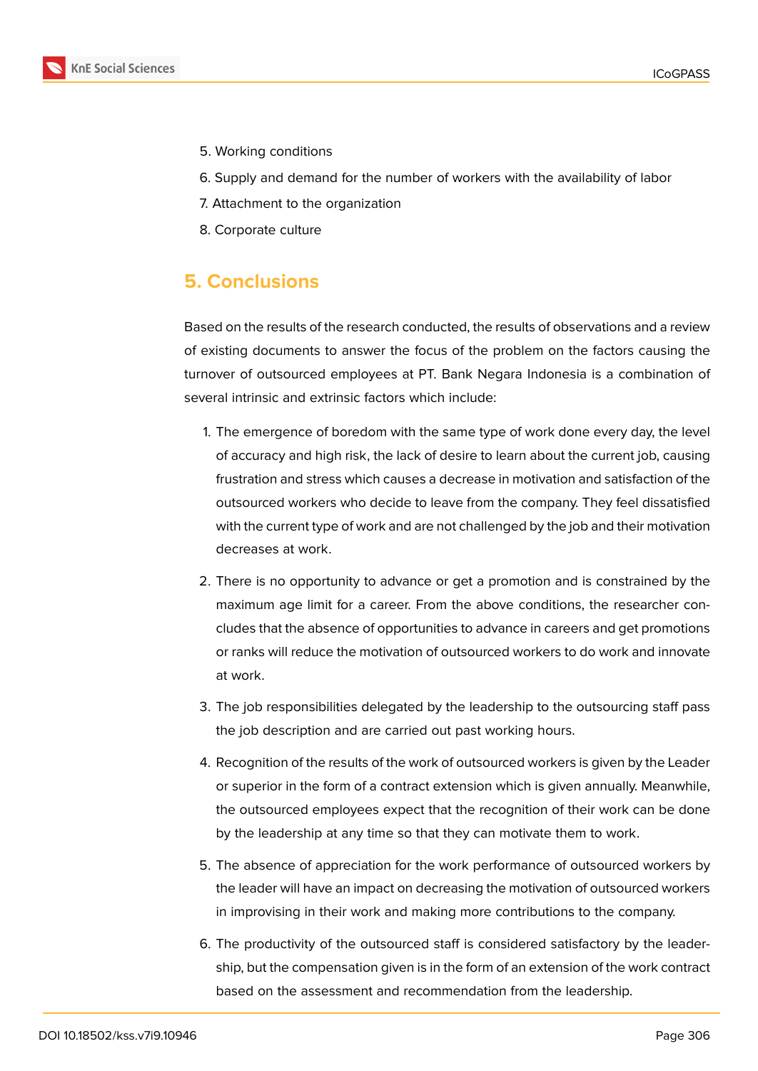5. Working conditions
6. Supply and demand for the number of workers with the availability of labor
7. Attachment to the organization
8. Corporate culture

## 5. Conclusions

Based on the results of the research conducted, the results of observations and a review of existing documents to answer the focus of the problem on the factors causing the turnover of outsourced employees at PT. Bank Negara Indonesia is a combination of several intrinsic and extrinsic factors which include:

1. The emergence of boredom with the same type of work done every day, the level of accuracy and high risk, the lack of desire to learn about the current job, causing frustration and stress which causes a decrease in motivation and satisfaction of the outsourced workers who decide to leave from the company. They feel dissatisfied with the current type of work and are not challenged by the job and their motivation decreases at work.
2. There is no opportunity to advance or get a promotion and is constrained by the maximum age limit for a career. From the above conditions, the researcher concludes that the absence of opportunities to advance in careers and get promotions or ranks will reduce the motivation of outsourced workers to do work and innovate at work.
3. The job responsibilities delegated by the leadership to the outsourcing staff pass the job description and are carried out past working hours.
4. Recognition of the results of the work of outsourced workers is given by the Leader or superior in the form of a contract extension which is given annually. Meanwhile, the outsourced employees expect that the recognition of their work can be done by the leadership at any time so that they can motivate them to work.
5. The absence of appreciation for the work performance of outsourced workers by the leader will have an impact on decreasing the motivation of outsourced workers in improvising in their work and making more contributions to the company.
6. The productivity of the outsourced staff is considered satisfactory by the leadership, but the compensation given is in the form of an extension of the work contract based on the assessment and recommendation from the leadership.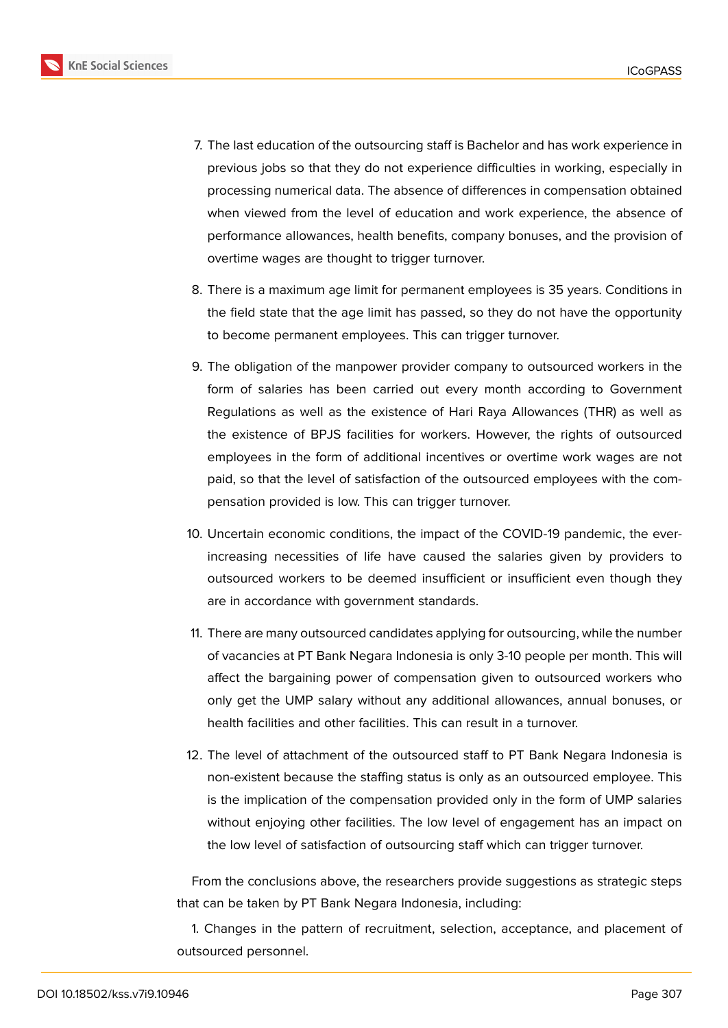7. The last education of the outsourcing staff is Bachelor and has work experience in previous jobs so that they do not experience difficulties in working, especially in processing numerical data. The absence of differences in compensation obtained when viewed from the level of education and work experience, the absence of performance allowances, health benefits, company bonuses, and the provision of overtime wages are thought to trigger turnover.

8. There is a maximum age limit for permanent employees is 35 years. Conditions in the field state that the age limit has passed, so they do not have the opportunity to become permanent employees. This can trigger turnover.

9. The obligation of the manpower provider company to outsourced workers in the form of salaries has been carried out every month according to Government Regulations as well as the existence of Hari Raya Allowances (THR) as well as the existence of BPJS facilities for workers. However, the rights of outsourced employees in the form of additional incentives or overtime work wages are not paid, so that the level of satisfaction of the outsourced employees with the compensation provided is low. This can trigger turnover.

10. Uncertain economic conditions, the impact of the COVID-19 pandemic, the ever-increasing necessities of life have caused the salaries given by providers to outsourced workers to be deemed insufficient or insufficient even though they are in accordance with government standards.

11. There are many outsourced candidates applying for outsourcing, while the number of vacancies at PT Bank Negara Indonesia is only 3-10 people per month. This will affect the bargaining power of compensation given to outsourced workers who only get the UMP salary without any additional allowances, annual bonuses, or health facilities and other facilities. This can result in a turnover.

12. The level of attachment of the outsourced staff to PT Bank Negara Indonesia is non-existent because the staffing status is only as an outsourced employee. This is the implication of the compensation provided only in the form of UMP salaries without enjoying other facilities. The low level of engagement has an impact on the low level of satisfaction of outsourcing staff which can trigger turnover.

From the conclusions above, the researchers provide suggestions as strategic steps that can be taken by PT Bank Negara Indonesia, including:

1. Changes in the pattern of recruitment, selection, acceptance, and placement of outsourced personnel.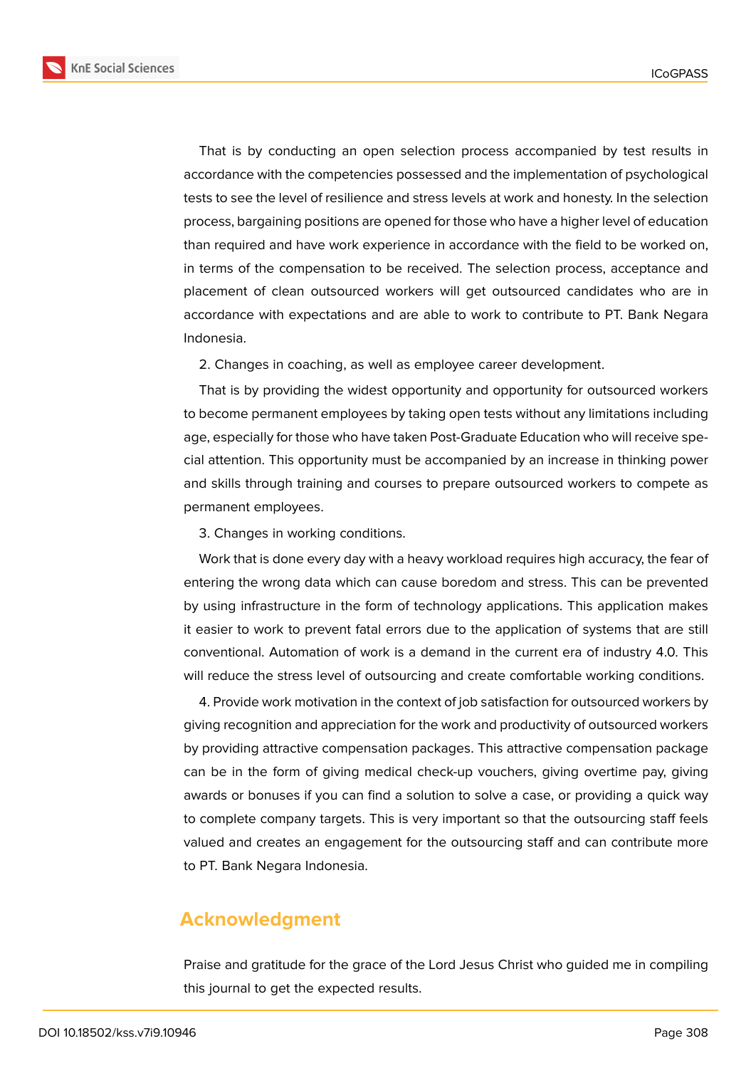That is by conducting an open selection process accompanied by test results in accordance with the competencies possessed and the implementation of psychological tests to see the level of resilience and stress levels at work and honesty. In the selection process, bargaining positions are opened for those who have a higher level of education than required and have work experience in accordance with the field to be worked on, in terms of the compensation to be received. The selection process, acceptance and placement of clean outsourced workers will get outsourced candidates who are in accordance with expectations and are able to work to contribute to PT. Bank Negara Indonesia.

2. Changes in coaching, as well as employee career development.

That is by providing the widest opportunity and opportunity for outsourced workers to become permanent employees by taking open tests without any limitations including age, especially for those who have taken Post-Graduate Education who will receive special attention. This opportunity must be accompanied by an increase in thinking power and skills through training and courses to prepare outsourced workers to compete as permanent employees.

3. Changes in working conditions.

Work that is done every day with a heavy workload requires high accuracy, the fear of entering the wrong data which can cause boredom and stress. This can be prevented by using infrastructure in the form of technology applications. This application makes it easier to work to prevent fatal errors due to the application of systems that are still conventional. Automation of work is a demand in the current era of industry 4.0. This will reduce the stress level of outsourcing and create comfortable working conditions.

4. Provide work motivation in the context of job satisfaction for outsourced workers by giving recognition and appreciation for the work and productivity of outsourced workers by providing attractive compensation packages. This attractive compensation package can be in the form of giving medical check-up vouchers, giving overtime pay, giving awards or bonuses if you can find a solution to solve a case, or providing a quick way to complete company targets. This is very important so that the outsourcing staff feels valued and creates an engagement for the outsourcing staff and can contribute more to PT. Bank Negara Indonesia.

## Acknowledgment

Praise and gratitude for the grace of the Lord Jesus Christ who guided me in compiling this journal to get the expected results.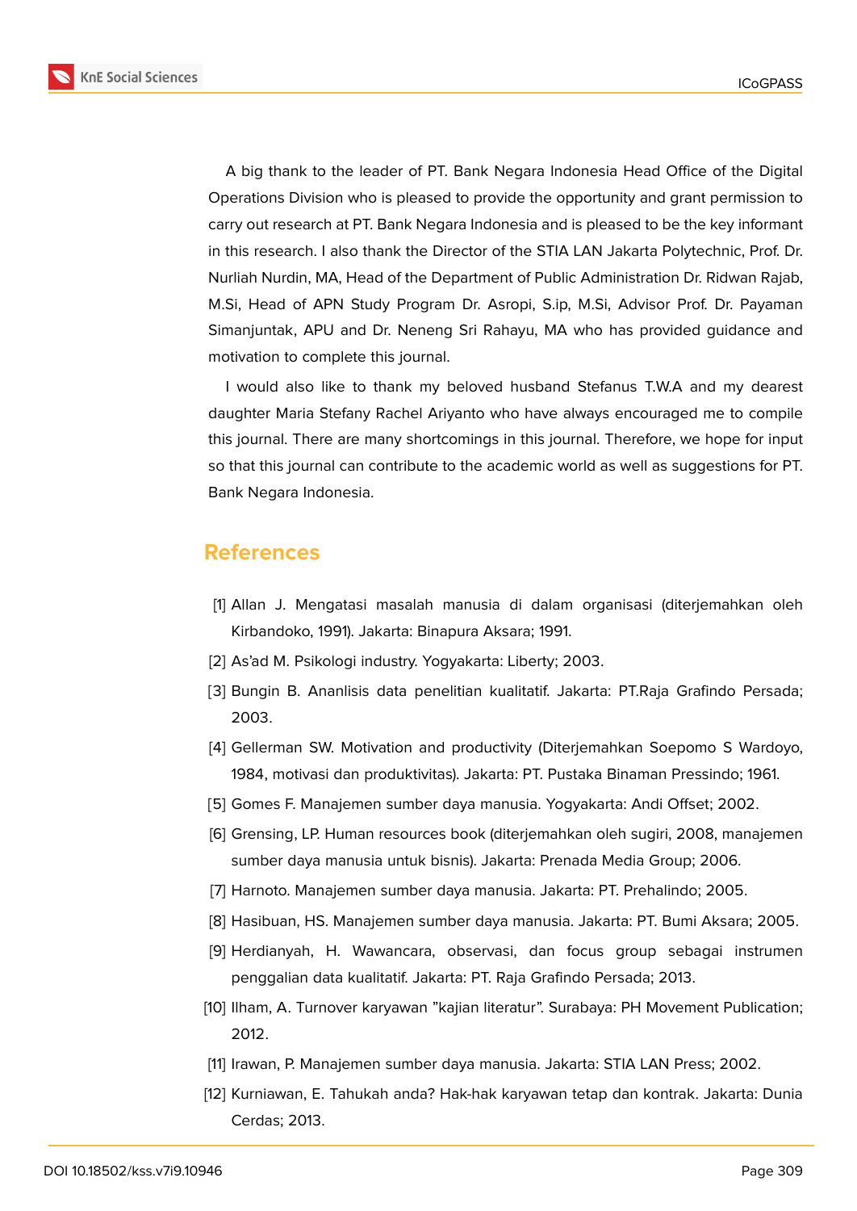A big thank to the leader of PT. Bank Negara Indonesia Head Office of the Digital Operations Division who is pleased to provide the opportunity and grant permission to carry out research at PT. Bank Negara Indonesia and is pleased to be the key informant in this research. I also thank the Director of the STIA LAN Jakarta Polytechnic, Prof. Dr. Nurliah Nurdin, MA, Head of the Department of Public Administration Dr. Ridwan Rajab, M.Si, Head of APN Study Program Dr. Asropi, S.ip, M.Si, Advisor Prof. Dr. Payaman Simanjuntak, APU and Dr. Neneng Sri Rahayu, MA who has provided guidance and motivation to complete this journal.

I would also like to thank my beloved husband Stefanus T.W.A and my dearest daughter Maria Stefany Rachel Ariyanto who have always encouraged me to compile this journal. There are many shortcomings in this journal. Therefore, we hope for input so that this journal can contribute to the academic world as well as suggestions for PT. Bank Negara Indonesia.

## References

[1] Allan J. Mengatasi masalah manusia di dalam organisasi (diterjemahkan oleh Kirbandoko, 1991). Jakarta: Binapura Aksara; 1991.

[2] As'ad M. Psikologi industry. Yogyakarta: Liberty; 2003.

[3] Bungin B. Ananlisis data penelitian kualitatif. Jakarta: PT.Raja Grafindo Persada; 2003.

[4] Gellerman SW. Motivation and productivity (Diterjemahkan Soepomo S Wardoyo, 1984, motivasi dan produktivitas). Jakarta: PT. Pustaka Binaman Pressindo; 1961.

[5] Gomes F. Manajemen sumber daya manusia. Yogyakarta: Andi Offset; 2002.

[6] Grensing, LP. Human resources book (diterjemahkan oleh sugiri, 2008, manajemen sumber daya manusia untuk bisnis). Jakarta: Prenada Media Group; 2006.

[7] Harnoto. Manajemen sumber daya manusia. Jakarta: PT. Prehalindo; 2005.

[8] Hasibuan, HS. Manajemen sumber daya manusia. Jakarta: PT. Bumi Aksara; 2005.

[9] Herdianyah, H. Wawancara, observasi, dan focus group sebagai instrumen penggalian data kualitatif. Jakarta: PT. Raja Grafindo Persada; 2013.

[10] Ilham, A. Turnover karyawan "kajian literatur". Surabaya: PH Movement Publication; 2012.

[11] Irawan, P. Manajemen sumber daya manusia. Jakarta: STIA LAN Press; 2002.

[12] Kurniawan, E. Tahukah anda? Hak-hak karyawan tetap dan kontrak. Jakarta: Dunia Cerdas; 2013.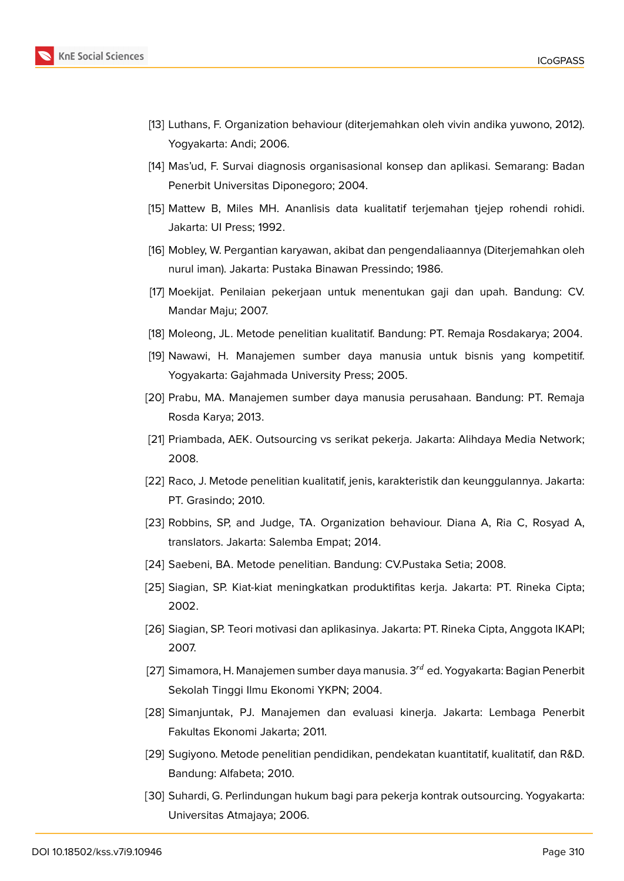[13] Luthans, F. Organization behaviour (diterjemahkan oleh vivin andika yuwono, 2012). Yogyakarta: Andi; 2006.

[14] Mas'ud, F. Survai diagnosis organisasional konsep dan aplikasi. Semarang: Badan Penerbit Universitas Diponegoro; 2004.

[15] Mattew B, Miles MH. Ananlisis data kualitatif terjemahan tjejep rohendi rohidi. Jakarta: UI Press; 1992.

[16] Mobley, W. Pergantian karyawan, akibat dan pengendaliaannya (Diterjemahkan oleh nurul iman). Jakarta: Pustaka Binawan Pressindo; 1986.

[17] Moekijat. Penilaian pekerjaan untuk menentukan gaji dan upah. Bandung: CV. Mandar Maju; 2007.

[18] Moleong, JL. Metode penelitian kualitatif. Bandung: PT. Remaja Rosdakarya; 2004.

[19] Nawawi, H. Manajemen sumber daya manusia untuk bisnis yang kompetitif. Yogyakarta: Gajahmada University Press; 2005.

[20] Prabu, MA. Manajemen sumber daya manusia perusahaan. Bandung: PT. Remaja Rosda Karya; 2013.

[21] Priambada, AEK. Outsourcing vs serikat pekerja. Jakarta: Alihdaya Media Network; 2008.

[22] Raco, J. Metode penelitian kualitatif, jenis, karakteristik dan keunggulannya. Jakarta: PT. Grasindo; 2010.

[23] Robbins, SP, and Judge, TA. Organization behaviour. Diana A, Ria C, Rosyad A, translators. Jakarta: Salemba Empat; 2014.

[24] Saebeni, BA. Metode penelitian. Bandung: CV.Pustaka Setia; 2008.

[25] Siagian, SP. Kiat-kiat meningkatkan produktifitas kerja. Jakarta: PT. Rineka Cipta; 2002.

[26] Siagian, SP. Teori motivasi dan aplikasinya. Jakarta: PT. Rineka Cipta, Anggota IKAPI; 2007.

[27] Simamora, H. Manajemen sumber daya manusia. 3$^{rd}$ ed. Yogyakarta: Bagian Penerbit Sekolah Tinggi Ilmu Ekonomi YKPN; 2004.

[28] Simanjuntak, PJ. Manajemen dan evaluasi kinerja. Jakarta: Lembaga Penerbit Fakultas Ekonomi Jakarta; 2011.

[29] Sugiyono. Metode penelitian pendidikan, pendekatan kuantitatif, kualitatif, dan R&D. Bandung: Alfabeta; 2010.

[30] Suhardi, G. Perlindungan hukum bagi para pekerja kontrak outsourcing. Yogyakarta: Universitas Atmajaya; 2006.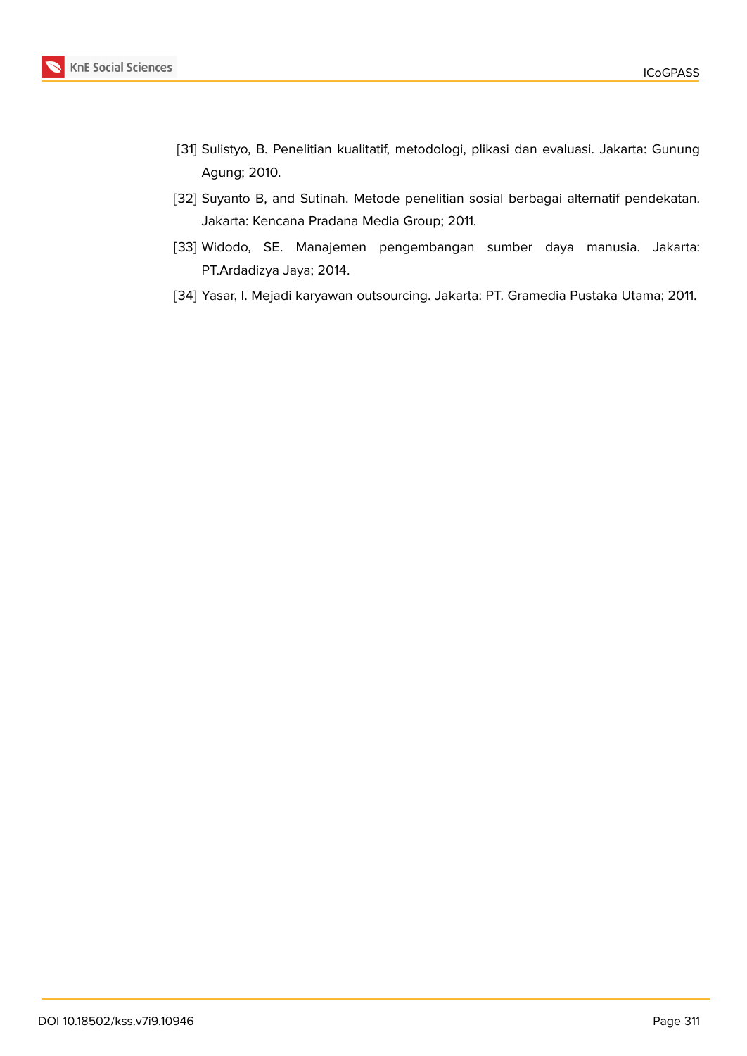[31] Sulistyo, B. Penelitian kualitatif, metodologi, plikasi dan evaluasi. Jakarta: Gunung Agung; 2010.

[32] Suyanto B, and Sutinah. Metode penelitian sosial berbagai alternatif pendekatan. Jakarta: Kencana Pradana Media Group; 2011.

[33] Widodo, SE. Manajemen pengembangan sumber daya manusia. Jakarta: PT.Ardadizya Jaya; 2014.

[34] Yasar, I. Mejadi karyawan outsourcing. Jakarta: PT. Gramedia Pustaka Utama; 2011.